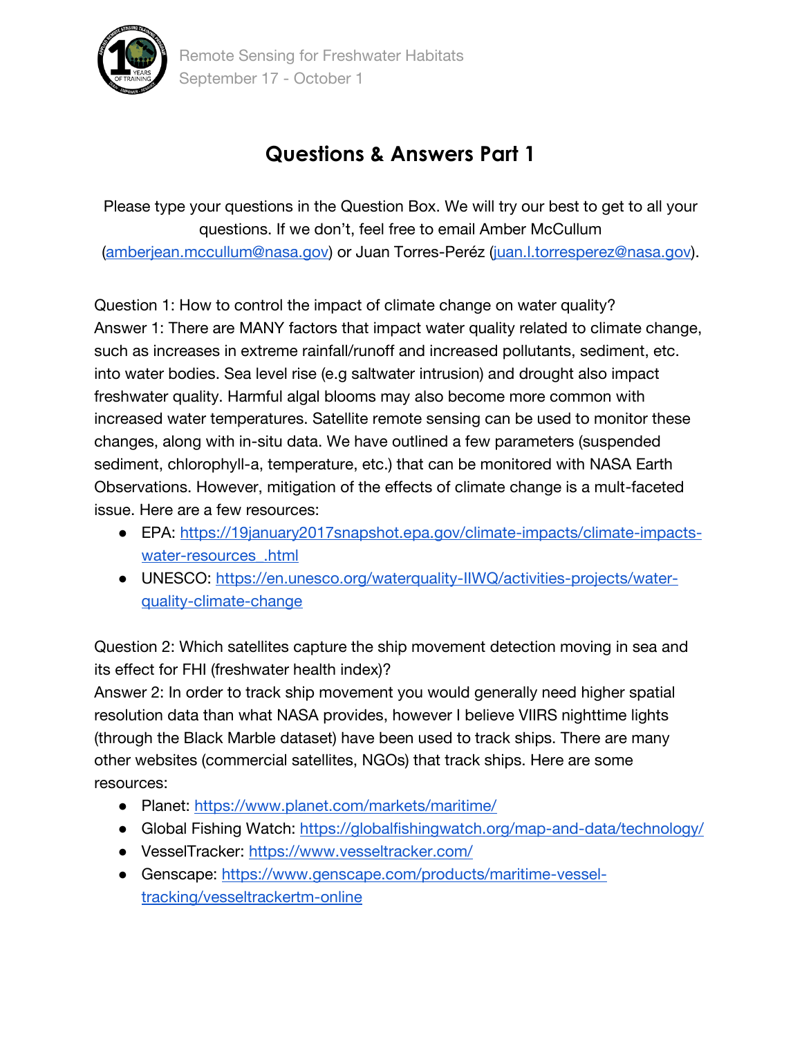# Questions & Answers Part 1

Please type your questions in the Question Box. We will try our best to get to all your questions. If we don't, feel free to email Amber McCullum (amberjean.mccullum@nasa.gov) or Juan Torres-Peréz (juan.l.torresperez@nasa.gov).

Question 1: How to control the impact of climate change on water quality?
Answer 1: There are MANY factors that impact water quality related to climate change, such as increases in extreme rainfall/runoff and increased pollutants, sediment, etc. into water bodies. Sea level rise (e.g saltwater intrusion) and drought also impact freshwater quality. Harmful algal blooms may also become more common with increased water temperatures. Satellite remote sensing can be used to monitor these changes, along with in-situ data. We have outlined a few parameters (suspended sediment, chlorophyll-a, temperature, etc.) that can be monitored with NASA Earth Observations. However, mitigation of the effects of climate change is a mult-faceted issue. Here are a few resources:

- EPA: https://19january2017snapshot.epa.gov/climate-impacts/climate-impacts-water-resources_.html
- UNESCO: https://en.unesco.org/waterquality-IIWQ/activities-projects/water-quality-climate-change

Question 2: Which satellites capture the ship movement detection moving in sea and its effect for FHI (freshwater health index)?
Answer 2: In order to track ship movement you would generally need higher spatial resolution data than what NASA provides, however I believe VIIRS nighttime lights (through the Black Marble dataset) have been used to track ships. There are many other websites (commercial satellites, NGOs) that track ships. Here are some resources:

- Planet: https://www.planet.com/markets/maritime/
- Global Fishing Watch: https://globalfishingwatch.org/map-and-data/technology/
- VesselTracker: https://www.vesseltracker.com/
- Genscape: https://www.genscape.com/products/maritime-vessel-tracking/vesseltrackertm-online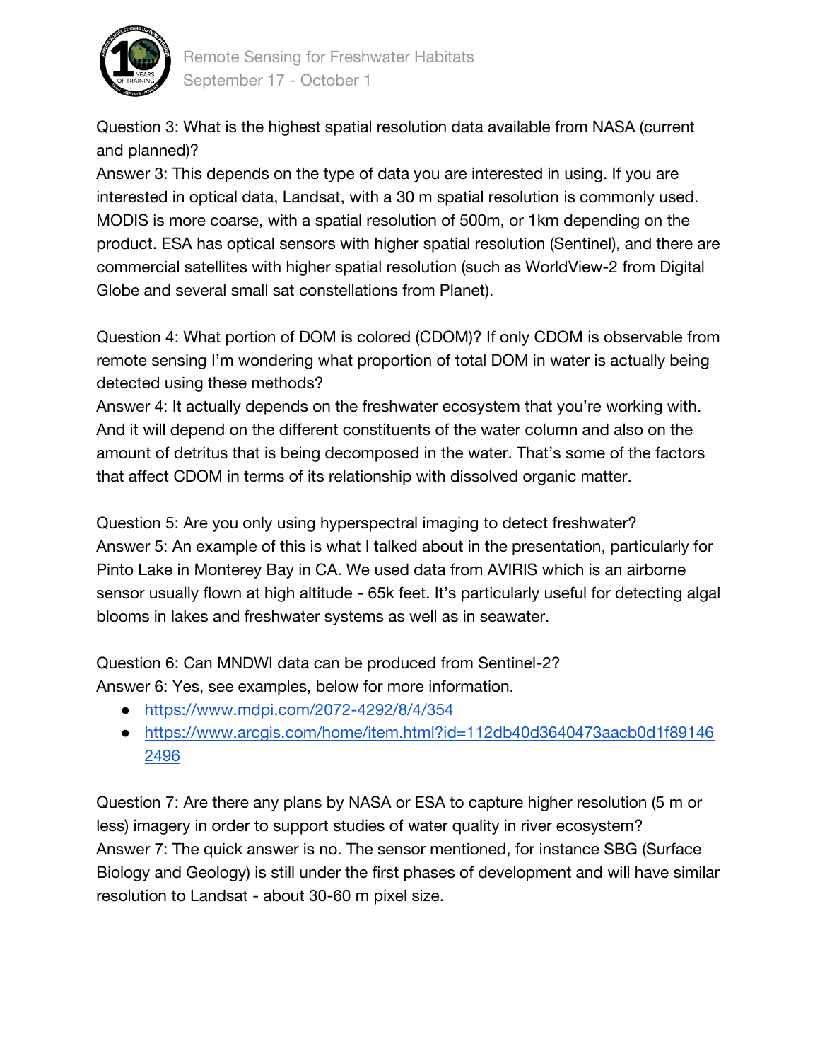Question 3: What is the highest spatial resolution data available from NASA (current and planned)?
Answer 3: This depends on the type of data you are interested in using. If you are interested in optical data, Landsat, with a 30 m spatial resolution is commonly used. MODIS is more coarse, with a spatial resolution of 500m, or 1km depending on the product. ESA has optical sensors with higher spatial resolution (Sentinel), and there are commercial satellites with higher spatial resolution (such as WorldView-2 from Digital Globe and several small sat constellations from Planet).

Question 4: What portion of DOM is colored (CDOM)? If only CDOM is observable from remote sensing I'm wondering what proportion of total DOM in water is actually being detected using these methods?
Answer 4: It actually depends on the freshwater ecosystem that you're working with. And it will depend on the different constituents of the water column and also on the amount of detritus that is being decomposed in the water. That's some of the factors that affect CDOM in terms of its relationship with dissolved organic matter.

Question 5: Are you only using hyperspectral imaging to detect freshwater?
Answer 5: An example of this is what I talked about in the presentation, particularly for Pinto Lake in Monterey Bay in CA. We used data from AVIRIS which is an airborne sensor usually flown at high altitude - 65k feet. It's particularly useful for detecting algal blooms in lakes and freshwater systems as well as in seawater.

Question 6: Can MNDWI data can be produced from Sentinel-2?
Answer 6: Yes, see examples, below for more information.

- https://www.mdpi.com/2072-4292/8/4/354
- https://www.arcgis.com/home/item.html?id=112db40d3640473aacb0d1f891462496

Question 7: Are there any plans by NASA or ESA to capture higher resolution (5 m or less) imagery in order to support studies of water quality in river ecosystem?
Answer 7: The quick answer is no. The sensor mentioned, for instance SBG (Surface Biology and Geology) is still under the first phases of development and will have similar resolution to Landsat - about 30-60 m pixel size.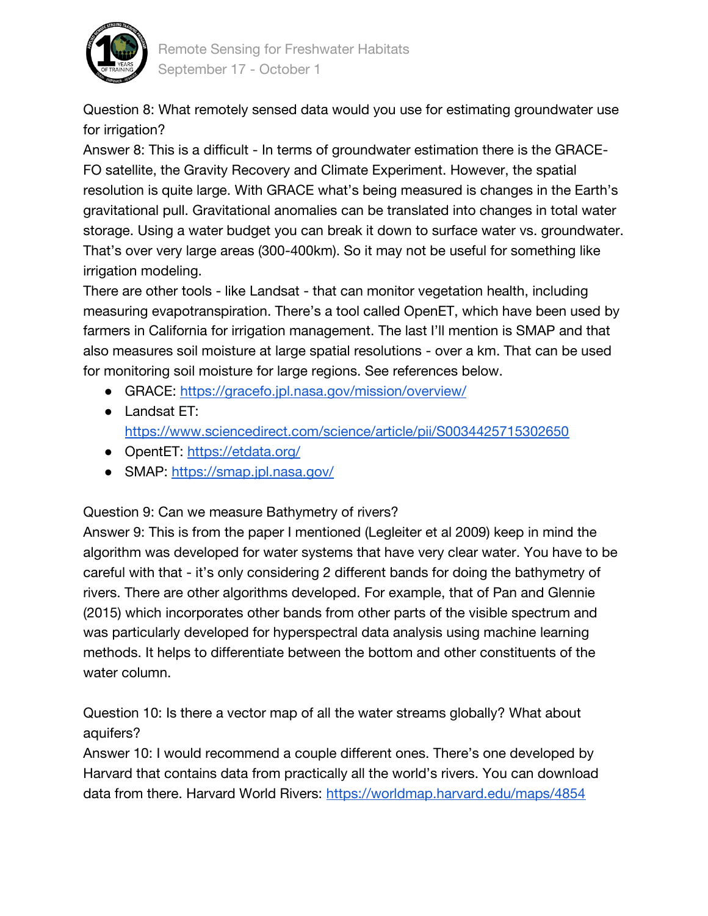Question 8: What remotely sensed data would you use for estimating groundwater use for irrigation?

Answer 8: This is a difficult - In terms of groundwater estimation there is the GRACE-FO satellite, the Gravity Recovery and Climate Experiment. However, the spatial resolution is quite large. With GRACE what's being measured is changes in the Earth's gravitational pull. Gravitational anomalies can be translated into changes in total water storage. Using a water budget you can break it down to surface water vs. groundwater. That's over very large areas (300-400km). So it may not be useful for something like irrigation modeling.

There are other tools - like Landsat - that can monitor vegetation health, including measuring evapotranspiration. There's a tool called OpenET, which have been used by farmers in California for irrigation management. The last I'll mention is SMAP and that also measures soil moisture at large spatial resolutions - over a km. That can be used for monitoring soil moisture for large regions. See references below.

- GRACE: https://gracefo.jpl.nasa.gov/mission/overview/
- Landsat ET: https://www.sciencedirect.com/science/article/pii/S0034425715302650
- OpentET: https://etdata.org/
- SMAP: https://smap.jpl.nasa.gov/

Question 9: Can we measure Bathymetry of rivers?

Answer 9: This is from the paper I mentioned (Legleiter et al 2009) keep in mind the algorithm was developed for water systems that have very clear water. You have to be careful with that - it's only considering 2 different bands for doing the bathymetry of rivers. There are other algorithms developed. For example, that of Pan and Glennie (2015) which incorporates other bands from other parts of the visible spectrum and was particularly developed for hyperspectral data analysis using machine learning methods. It helps to differentiate between the bottom and other constituents of the water column.

Question 10: Is there a vector map of all the water streams globally? What about aquifers?

Answer 10: I would recommend a couple different ones. There's one developed by Harvard that contains data from practically all the world's rivers. You can download data from there. Harvard World Rivers: https://worldmap.harvard.edu/maps/4854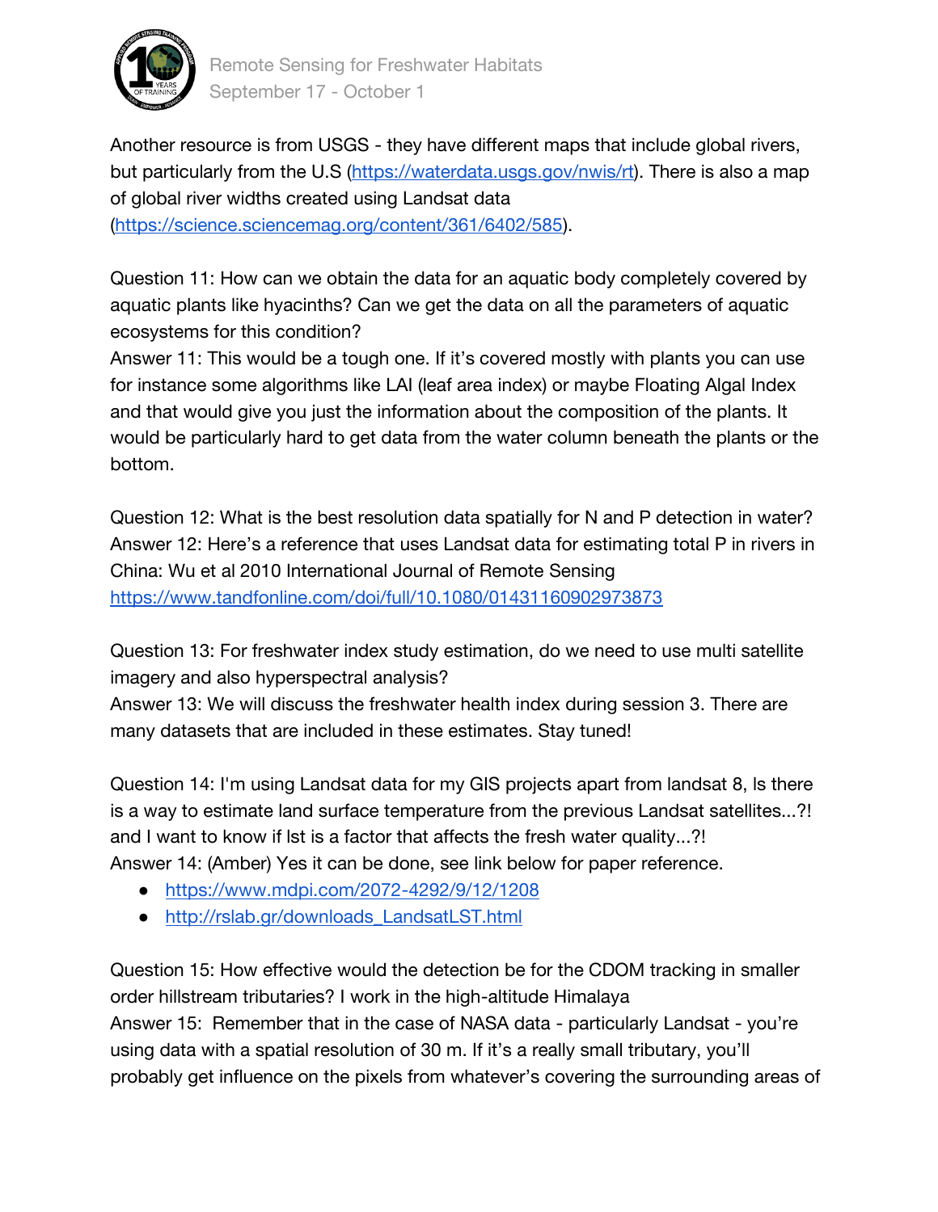Another resource is from USGS - they have different maps that include global rivers, but particularly from the U.S (https://waterdata.usgs.gov/nwis/rt). There is also a map of global river widths created using Landsat data (https://science.sciencemag.org/content/361/6402/585).

Question 11: How can we obtain the data for an aquatic body completely covered by aquatic plants like hyacinths? Can we get the data on all the parameters of aquatic ecosystems for this condition?
Answer 11: This would be a tough one. If it's covered mostly with plants you can use for instance some algorithms like LAI (leaf area index) or maybe Floating Algal Index and that would give you just the information about the composition of the plants. It would be particularly hard to get data from the water column beneath the plants or the bottom.

Question 12: What is the best resolution data spatially for N and P detection in water?
Answer 12: Here's a reference that uses Landsat data for estimating total P in rivers in China: Wu et al 2010 International Journal of Remote Sensing https://www.tandfonline.com/doi/full/10.1080/01431160902973873

Question 13: For freshwater index study estimation, do we need to use multi satellite imagery and also hyperspectral analysis?
Answer 13: We will discuss the freshwater health index during session 3. There are many datasets that are included in these estimates. Stay tuned!

Question 14: I'm using Landsat data for my GIS projects apart from landsat 8, Is there is a way to estimate land surface temperature from the previous Landsat satellites...?! and I want to know if lst is a factor that affects the fresh water quality...?!
Answer 14: (Amber) Yes it can be done, see link below for paper reference.

- https://www.mdpi.com/2072-4292/9/12/1208
- http://rslab.gr/downloads_LandsatLST.html

Question 15: How effective would the detection be for the CDOM tracking in smaller order hillstream tributaries? I work in the high-altitude Himalaya
Answer 15: Remember that in the case of NASA data - particularly Landsat - you're using data with a spatial resolution of 30 m. If it's a really small tributary, you'll probably get influence on the pixels from whatever's covering the surrounding areas of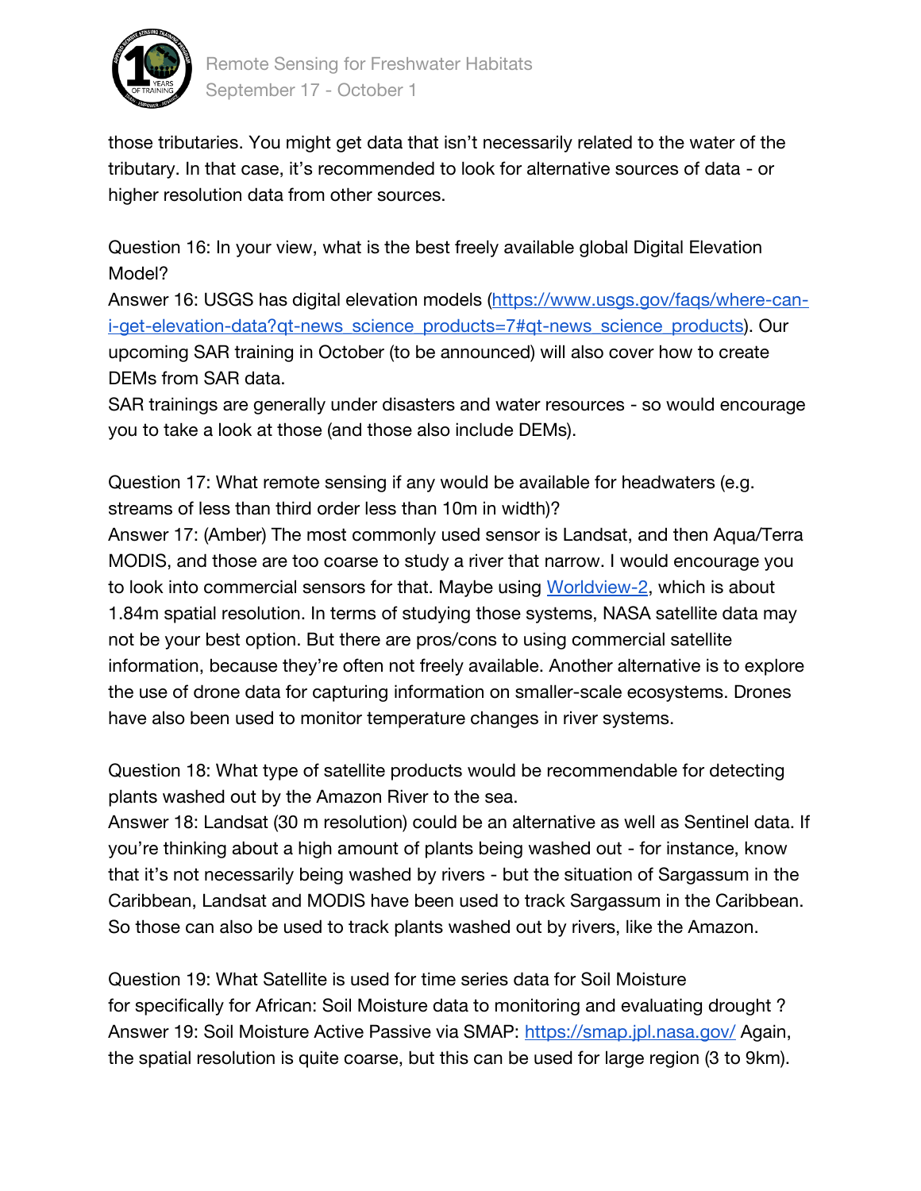those tributaries. You might get data that isn't necessarily related to the water of the tributary. In that case, it's recommended to look for alternative sources of data - or higher resolution data from other sources.

Question 16: In your view, what is the best freely available global Digital Elevation Model?
Answer 16: USGS has digital elevation models (https://www.usgs.gov/faqs/where-can-i-get-elevation-data?qt-news_science_products=7#qt-news_science_products). Our upcoming SAR training in October (to be announced) will also cover how to create DEMs from SAR data.
SAR trainings are generally under disasters and water resources - so would encourage you to take a look at those (and those also include DEMs).

Question 17: What remote sensing if any would be available for headwaters (e.g. streams of less than third order less than 10m in width)?
Answer 17: (Amber) The most commonly used sensor is Landsat, and then Aqua/Terra MODIS, and those are too coarse to study a river that narrow. I would encourage you to look into commercial sensors for that. Maybe using Worldview-2, which is about 1.84m spatial resolution. In terms of studying those systems, NASA satellite data may not be your best option. But there are pros/cons to using commercial satellite information, because they're often not freely available. Another alternative is to explore the use of drone data for capturing information on smaller-scale ecosystems. Drones have also been used to monitor temperature changes in river systems.

Question 18: What type of satellite products would be recommendable for detecting plants washed out by the Amazon River to the sea.
Answer 18: Landsat (30 m resolution) could be an alternative as well as Sentinel data. If you're thinking about a high amount of plants being washed out - for instance, know that it's not necessarily being washed by rivers - but the situation of Sargassum in the Caribbean, Landsat and MODIS have been used to track Sargassum in the Caribbean. So those can also be used to track plants washed out by rivers, like the Amazon.

Question 19: What Satellite is used for time series data for Soil Moisture for specifically for African: Soil Moisture data to monitoring and evaluating drought ?
Answer 19: Soil Moisture Active Passive via SMAP: https://smap.jpl.nasa.gov/ Again, the spatial resolution is quite coarse, but this can be used for large region (3 to 9km).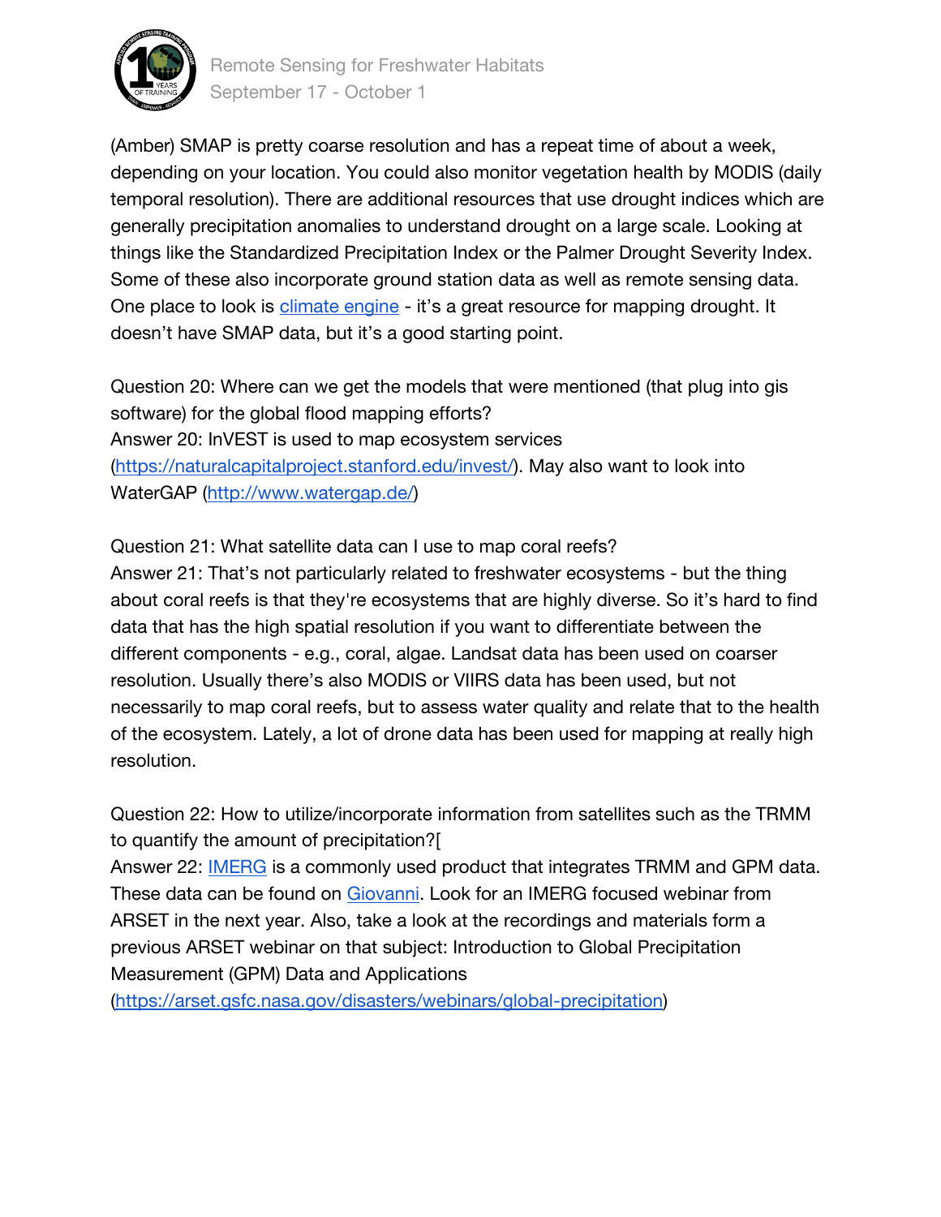(Amber) SMAP is pretty coarse resolution and has a repeat time of about a week, depending on your location. You could also monitor vegetation health by MODIS (daily temporal resolution). There are additional resources that use drought indices which are generally precipitation anomalies to understand drought on a large scale. Looking at things like the Standardized Precipitation Index or the Palmer Drought Severity Index. Some of these also incorporate ground station data as well as remote sensing data. One place to look is [climate engine](climate engine) - it's a great resource for mapping drought. It doesn't have SMAP data, but it's a good starting point.

Question 20: Where can we get the models that were mentioned (that plug into gis software) for the global flood mapping efforts?
Answer 20: InVEST is used to map ecosystem services (https://naturalcapitalproject.stanford.edu/invest/). May also want to look into WaterGAP (http://www.watergap.de/)

Question 21: What satellite data can I use to map coral reefs?
Answer 21: That's not particularly related to freshwater ecosystems - but the thing about coral reefs is that they're ecosystems that are highly diverse. So it's hard to find data that has the high spatial resolution if you want to differentiate between the different components - e.g., coral, algae. Landsat data has been used on coarser resolution. Usually there's also MODIS or VIIRS data has been used, but not necessarily to map coral reefs, but to assess water quality and relate that to the health of the ecosystem. Lately, a lot of drone data has been used for mapping at really high resolution.

Question 22: How to utilize/incorporate information from satellites such as the TRMM to quantify the amount of precipitation?[
Answer 22: IMERG is a commonly used product that integrates TRMM and GPM data. These data can be found on Giovanni. Look for an IMERG focused webinar from ARSET in the next year. Also, take a look at the recordings and materials form a previous ARSET webinar on that subject: Introduction to Global Precipitation Measurement (GPM) Data and Applications (https://arset.gsfc.nasa.gov/disasters/webinars/global-precipitation)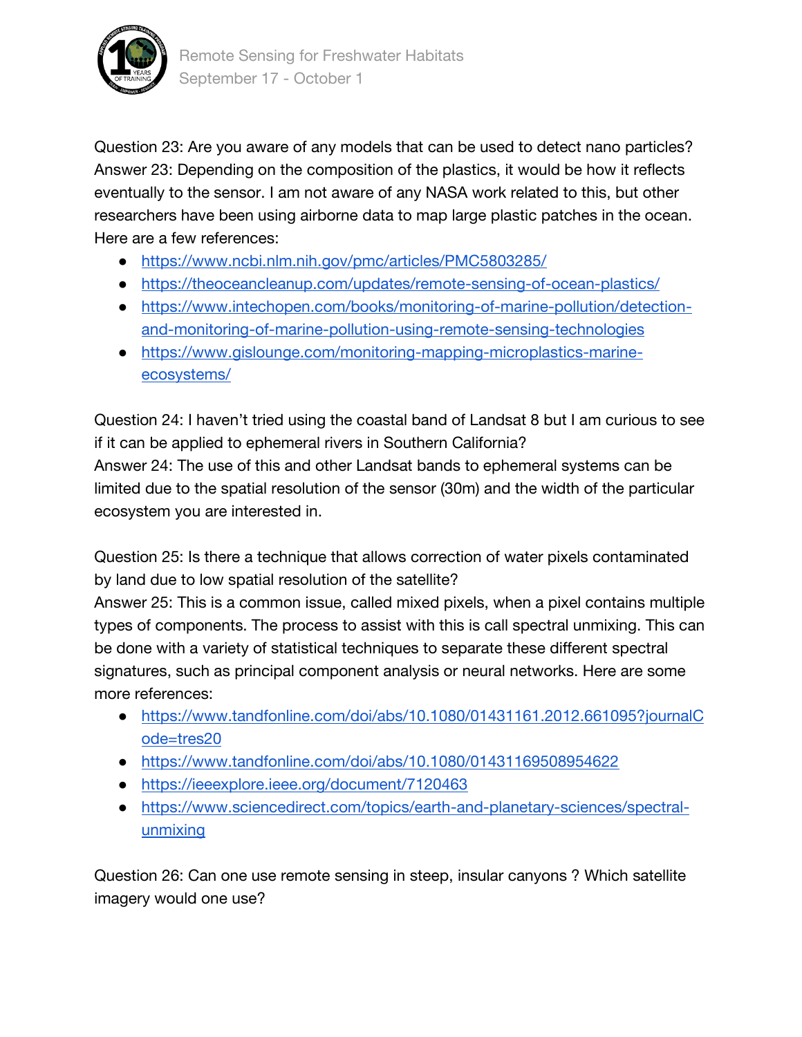Question 23: Are you aware of any models that can be used to detect nano particles?
Answer 23: Depending on the composition of the plastics, it would be how it reflects eventually to the sensor. I am not aware of any NASA work related to this, but other researchers have been using airborne data to map large plastic patches in the ocean. Here are a few references:

- https://www.ncbi.nlm.nih.gov/pmc/articles/PMC5803285/
- https://theoceancleanup.com/updates/remote-sensing-of-ocean-plastics/
- https://www.intechopen.com/books/monitoring-of-marine-pollution/detection-and-monitoring-of-marine-pollution-using-remote-sensing-technologies
- https://www.gislounge.com/monitoring-mapping-microplastics-marine-ecosystems/

Question 24: I haven't tried using the coastal band of Landsat 8 but I am curious to see if it can be applied to ephemeral rivers in Southern California?
Answer 24: The use of this and other Landsat bands to ephemeral systems can be limited due to the spatial resolution of the sensor (30m) and the width of the particular ecosystem you are interested in.

Question 25: Is there a technique that allows correction of water pixels contaminated by land due to low spatial resolution of the satellite?
Answer 25: This is a common issue, called mixed pixels, when a pixel contains multiple types of components. The process to assist with this is call spectral unmixing. This can be done with a variety of statistical techniques to separate these different spectral signatures, such as principal component analysis or neural networks. Here are some more references:

- https://www.tandfonline.com/doi/abs/10.1080/01431161.2012.661095?journalCode=tres20
- https://www.tandfonline.com/doi/abs/10.1080/01431169508954622
- https://ieeexplore.ieee.org/document/7120463
- https://www.sciencedirect.com/topics/earth-and-planetary-sciences/spectral-unmixing

Question 26: Can one use remote sensing in steep, insular canyons ? Which satellite imagery would one use?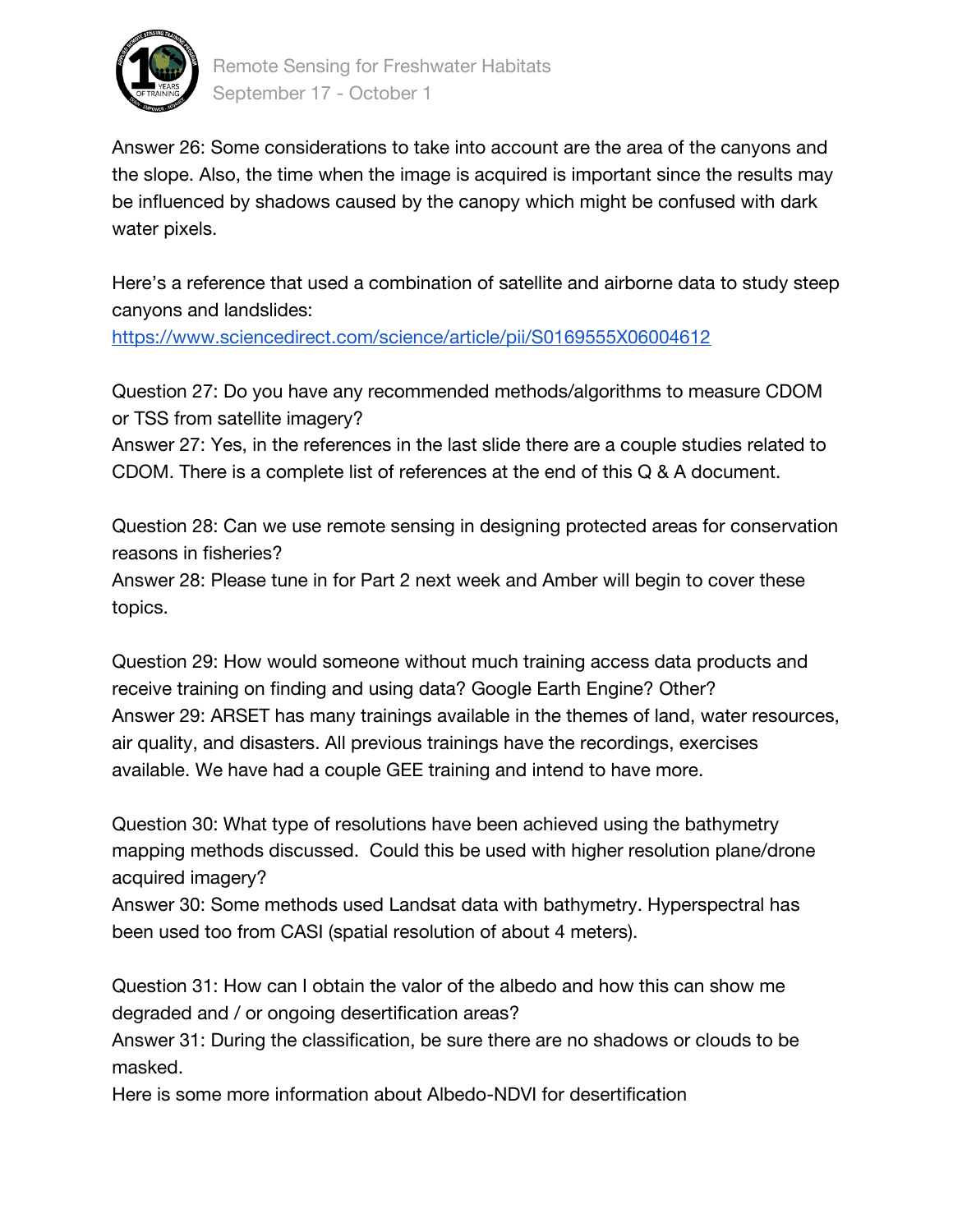Answer 26: Some considerations to take into account are the area of the canyons and the slope. Also, the time when the image is acquired is important since the results may be influenced by shadows caused by the canopy which might be confused with dark water pixels.

Here's a reference that used a combination of satellite and airborne data to study steep canyons and landslides:
[https://www.sciencedirect.com/science/article/pii/S0169555X06004612](https://www.sciencedirect.com/science/article/pii/S0169555X06004612)

Question 27: Do you have any recommended methods/algorithms to measure CDOM or TSS from satellite imagery?
Answer 27: Yes, in the references in the last slide there are a couple studies related to CDOM. There is a complete list of references at the end of this Q & A document.

Question 28: Can we use remote sensing in designing protected areas for conservation reasons in fisheries?
Answer 28: Please tune in for Part 2 next week and Amber will begin to cover these topics.

Question 29: How would someone without much training access data products and receive training on finding and using data? Google Earth Engine? Other?
Answer 29: ARSET has many trainings available in the themes of land, water resources, air quality, and disasters. All previous trainings have the recordings, exercises available. We have had a couple GEE training and intend to have more.

Question 30: What type of resolutions have been achieved using the bathymetry mapping methods discussed. Could this be used with higher resolution plane/drone acquired imagery?
Answer 30: Some methods used Landsat data with bathymetry. Hyperspectral has been used too from CASI (spatial resolution of about 4 meters).

Question 31: How can I obtain the valor of the albedo and how this can show me degraded and / or ongoing desertification areas?
Answer 31: During the classification, be sure there are no shadows or clouds to be masked.
Here is some more information about Albedo-NDVI for desertification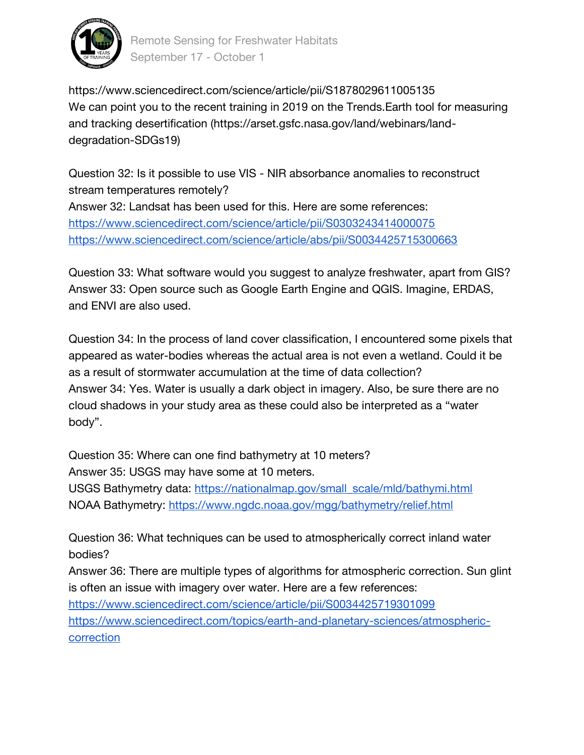https://www.sciencedirect.com/science/article/pii/S1878029611005135
We can point you to the recent training in 2019 on the Trends.Earth tool for measuring and tracking desertification (https://arset.gsfc.nasa.gov/land/webinars/land-degradation-SDGs19)

Question 32: Is it possible to use VIS - NIR absorbance anomalies to reconstruct stream temperatures remotely?
Answer 32: Landsat has been used for this. Here are some references:
https://www.sciencedirect.com/science/article/pii/S0303243414000075
https://www.sciencedirect.com/science/article/abs/pii/S0034425715300663

Question 33: What software would you suggest to analyze freshwater, apart from GIS?
Answer 33: Open source such as Google Earth Engine and QGIS. Imagine, ERDAS, and ENVI are also used.

Question 34: In the process of land cover classification, I encountered some pixels that appeared as water-bodies whereas the actual area is not even a wetland. Could it be as a result of stormwater accumulation at the time of data collection?
Answer 34: Yes. Water is usually a dark object in imagery. Also, be sure there are no cloud shadows in your study area as these could also be interpreted as a "water body".

Question 35: Where can one find bathymetry at 10 meters?
Answer 35: USGS may have some at 10 meters.
USGS Bathymetry data: https://nationalmap.gov/small_scale/mld/bathymi.html
NOAA Bathymetry: https://www.ngdc.noaa.gov/mgg/bathymetry/relief.html

Question 36: What techniques can be used to atmospherically correct inland water bodies?
Answer 36: There are multiple types of algorithms for atmospheric correction. Sun glint is often an issue with imagery over water. Here are a few references:
https://www.sciencedirect.com/science/article/pii/S0034425719301099
https://www.sciencedirect.com/topics/earth-and-planetary-sciences/atmospheric-correction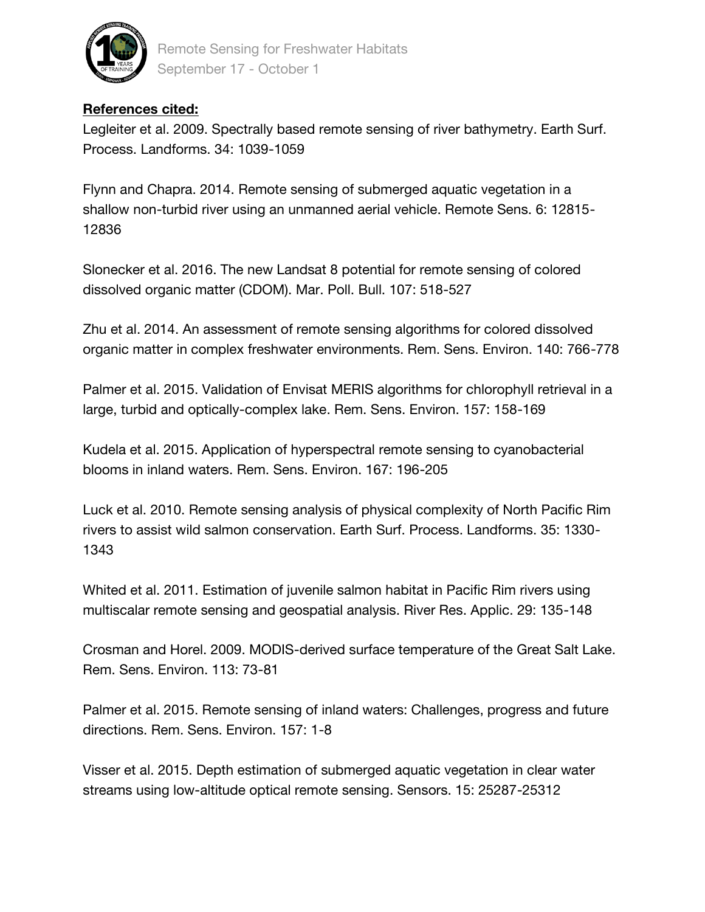**References cited:**

Legleiter et al. 2009. Spectrally based remote sensing of river bathymetry. Earth Surf. Process. Landforms. 34: 1039-1059

Flynn and Chapra. 2014. Remote sensing of submerged aquatic vegetation in a shallow non-turbid river using an unmanned aerial vehicle. Remote Sens. 6: 12815-12836

Slonecker et al. 2016. The new Landsat 8 potential for remote sensing of colored dissolved organic matter (CDOM). Mar. Poll. Bull. 107: 518-527

Zhu et al. 2014. An assessment of remote sensing algorithms for colored dissolved organic matter in complex freshwater environments. Rem. Sens. Environ. 140: 766-778

Palmer et al. 2015. Validation of Envisat MERIS algorithms for chlorophyll retrieval in a large, turbid and optically-complex lake. Rem. Sens. Environ. 157: 158-169

Kudela et al. 2015. Application of hyperspectral remote sensing to cyanobacterial blooms in inland waters. Rem. Sens. Environ. 167: 196-205

Luck et al. 2010. Remote sensing analysis of physical complexity of North Pacific Rim rivers to assist wild salmon conservation. Earth Surf. Process. Landforms. 35: 1330-1343

Whited et al. 2011. Estimation of juvenile salmon habitat in Pacific Rim rivers using multiscalar remote sensing and geospatial analysis. River Res. Applic. 29: 135-148

Crosman and Horel. 2009. MODIS-derived surface temperature of the Great Salt Lake. Rem. Sens. Environ. 113: 73-81

Palmer et al. 2015. Remote sensing of inland waters: Challenges, progress and future directions. Rem. Sens. Environ. 157: 1-8

Visser et al. 2015. Depth estimation of submerged aquatic vegetation in clear water streams using low-altitude optical remote sensing. Sensors. 15: 25287-25312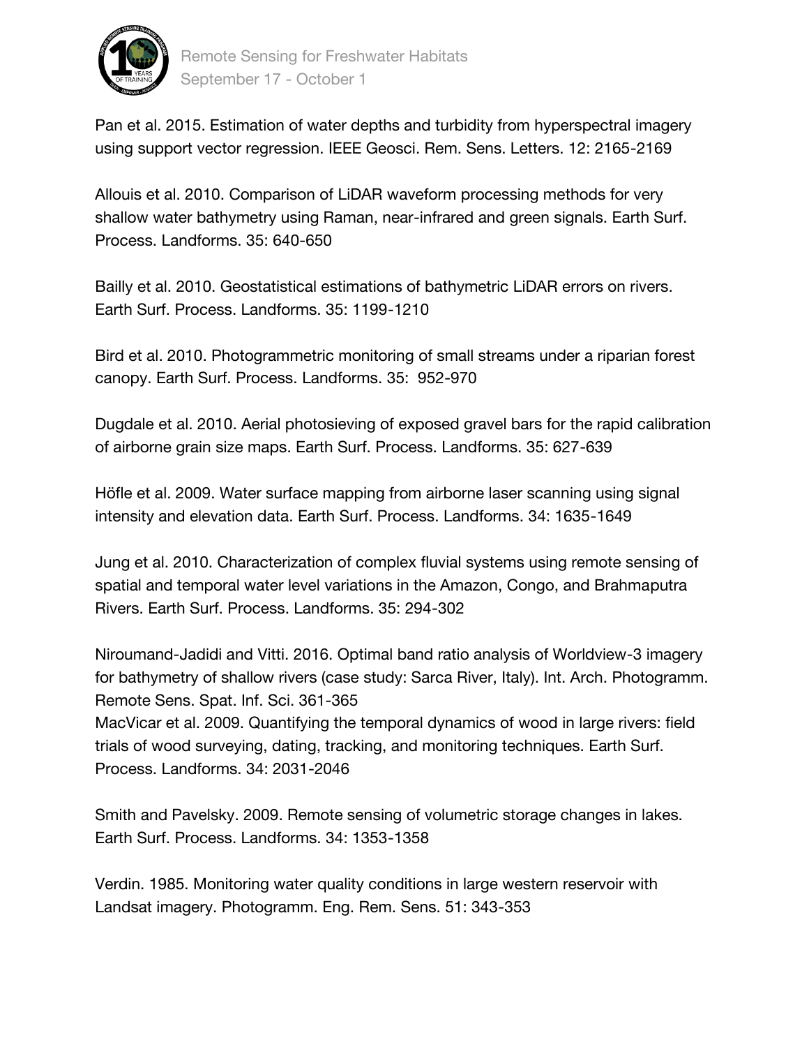Pan et al. 2015. Estimation of water depths and turbidity from hyperspectral imagery using support vector regression. IEEE Geosci. Rem. Sens. Letters. 12: 2165-2169

Allouis et al. 2010. Comparison of LiDAR waveform processing methods for very shallow water bathymetry using Raman, near-infrared and green signals. Earth Surf. Process. Landforms. 35: 640-650

Bailly et al. 2010. Geostatistical estimations of bathymetric LiDAR errors on rivers. Earth Surf. Process. Landforms. 35: 1199-1210

Bird et al. 2010. Photogrammetric monitoring of small streams under a riparian forest canopy. Earth Surf. Process. Landforms. 35: 952-970

Dugdale et al. 2010. Aerial photosieving of exposed gravel bars for the rapid calibration of airborne grain size maps. Earth Surf. Process. Landforms. 35: 627-639

Höfle et al. 2009. Water surface mapping from airborne laser scanning using signal intensity and elevation data. Earth Surf. Process. Landforms. 34: 1635-1649

Jung et al. 2010. Characterization of complex fluvial systems using remote sensing of spatial and temporal water level variations in the Amazon, Congo, and Brahmaputra Rivers. Earth Surf. Process. Landforms. 35: 294-302

Niroumand-Jadidi and Vitti. 2016. Optimal band ratio analysis of Worldview-3 imagery for bathymetry of shallow rivers (case study: Sarca River, Italy). Int. Arch. Photogramm. Remote Sens. Spat. Inf. Sci. 361-365

MacVicar et al. 2009. Quantifying the temporal dynamics of wood in large rivers: field trials of wood surveying, dating, tracking, and monitoring techniques. Earth Surf. Process. Landforms. 34: 2031-2046

Smith and Pavelsky. 2009. Remote sensing of volumetric storage changes in lakes. Earth Surf. Process. Landforms. 34: 1353-1358

Verdin. 1985. Monitoring water quality conditions in large western reservoir with Landsat imagery. Photogramm. Eng. Rem. Sens. 51: 343-353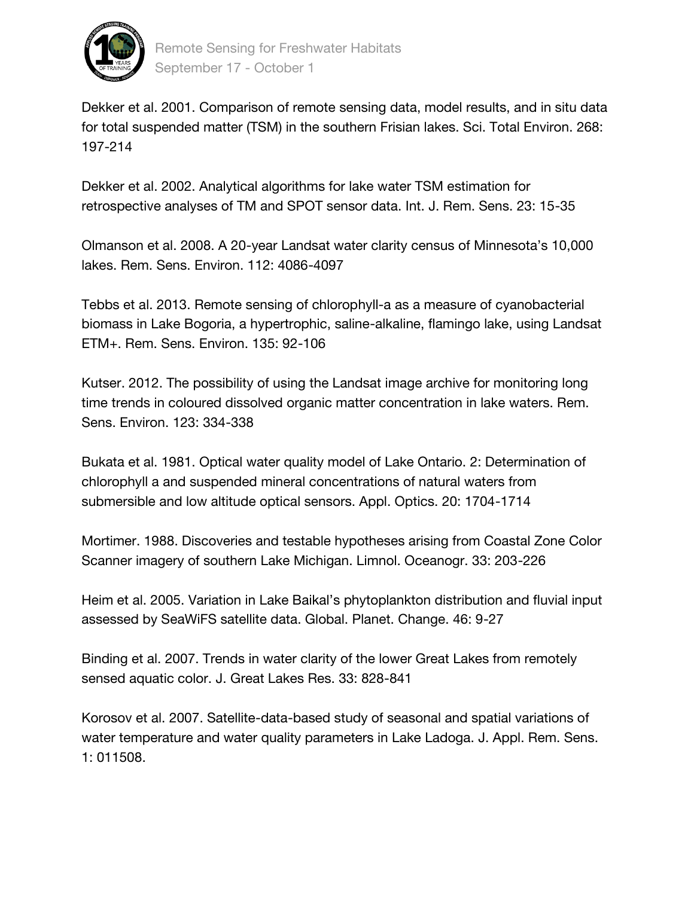Dekker et al. 2001. Comparison of remote sensing data, model results, and in situ data for total suspended matter (TSM) in the southern Frisian lakes. Sci. Total Environ. 268: 197-214

Dekker et al. 2002. Analytical algorithms for lake water TSM estimation for retrospective analyses of TM and SPOT sensor data. Int. J. Rem. Sens. 23: 15-35

Olmanson et al. 2008. A 20-year Landsat water clarity census of Minnesota's 10,000 lakes. Rem. Sens. Environ. 112: 4086-4097

Tebbs et al. 2013. Remote sensing of chlorophyll-a as a measure of cyanobacterial biomass in Lake Bogoria, a hypertrophic, saline-alkaline, flamingo lake, using Landsat ETM+. Rem. Sens. Environ. 135: 92-106

Kutser. 2012. The possibility of using the Landsat image archive for monitoring long time trends in coloured dissolved organic matter concentration in lake waters. Rem. Sens. Environ. 123: 334-338

Bukata et al. 1981. Optical water quality model of Lake Ontario. 2: Determination of chlorophyll a and suspended mineral concentrations of natural waters from submersible and low altitude optical sensors. Appl. Optics. 20: 1704-1714

Mortimer. 1988. Discoveries and testable hypotheses arising from Coastal Zone Color Scanner imagery of southern Lake Michigan. Limnol. Oceanogr. 33: 203-226

Heim et al. 2005. Variation in Lake Baikal's phytoplankton distribution and fluvial input assessed by SeaWiFS satellite data. Global. Planet. Change. 46: 9-27

Binding et al. 2007. Trends in water clarity of the lower Great Lakes from remotely sensed aquatic color. J. Great Lakes Res. 33: 828-841

Korosov et al. 2007. Satellite-data-based study of seasonal and spatial variations of water temperature and water quality parameters in Lake Ladoga. J. Appl. Rem. Sens. 1: 011508.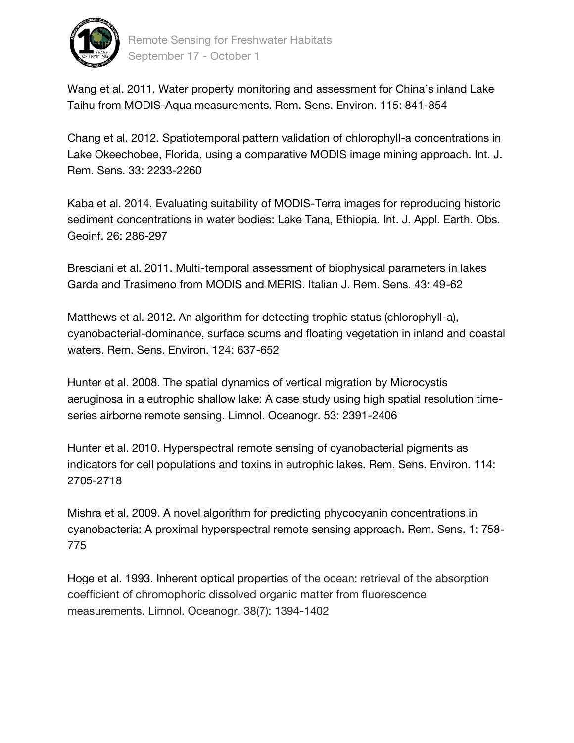Wang et al. 2011. Water property monitoring and assessment for China's inland Lake Taihu from MODIS-Aqua measurements. Rem. Sens. Environ. 115: 841-854

Chang et al. 2012. Spatiotemporal pattern validation of chlorophyll-a concentrations in Lake Okeechobee, Florida, using a comparative MODIS image mining approach. Int. J. Rem. Sens. 33: 2233-2260

Kaba et al. 2014. Evaluating suitability of MODIS-Terra images for reproducing historic sediment concentrations in water bodies: Lake Tana, Ethiopia. Int. J. Appl. Earth. Obs. Geoinf. 26: 286-297

Bresciani et al. 2011. Multi-temporal assessment of biophysical parameters in lakes Garda and Trasimeno from MODIS and MERIS. Italian J. Rem. Sens. 43: 49-62

Matthews et al. 2012. An algorithm for detecting trophic status (chlorophyll-a), cyanobacterial-dominance, surface scums and floating vegetation in inland and coastal waters. Rem. Sens. Environ. 124: 637-652

Hunter et al. 2008. The spatial dynamics of vertical migration by Microcystis aeruginosa in a eutrophic shallow lake: A case study using high spatial resolution time-series airborne remote sensing. Limnol. Oceanogr. 53: 2391-2406

Hunter et al. 2010. Hyperspectral remote sensing of cyanobacterial pigments as indicators for cell populations and toxins in eutrophic lakes. Rem. Sens. Environ. 114: 2705-2718

Mishra et al. 2009. A novel algorithm for predicting phycocyanin concentrations in cyanobacteria: A proximal hyperspectral remote sensing approach. Rem. Sens. 1: 758-775

Hoge et al. 1993. Inherent optical properties of the ocean: retrieval of the absorption coefficient of chromophoric dissolved organic matter from fluorescence measurements. Limnol. Oceanogr. 38(7): 1394-1402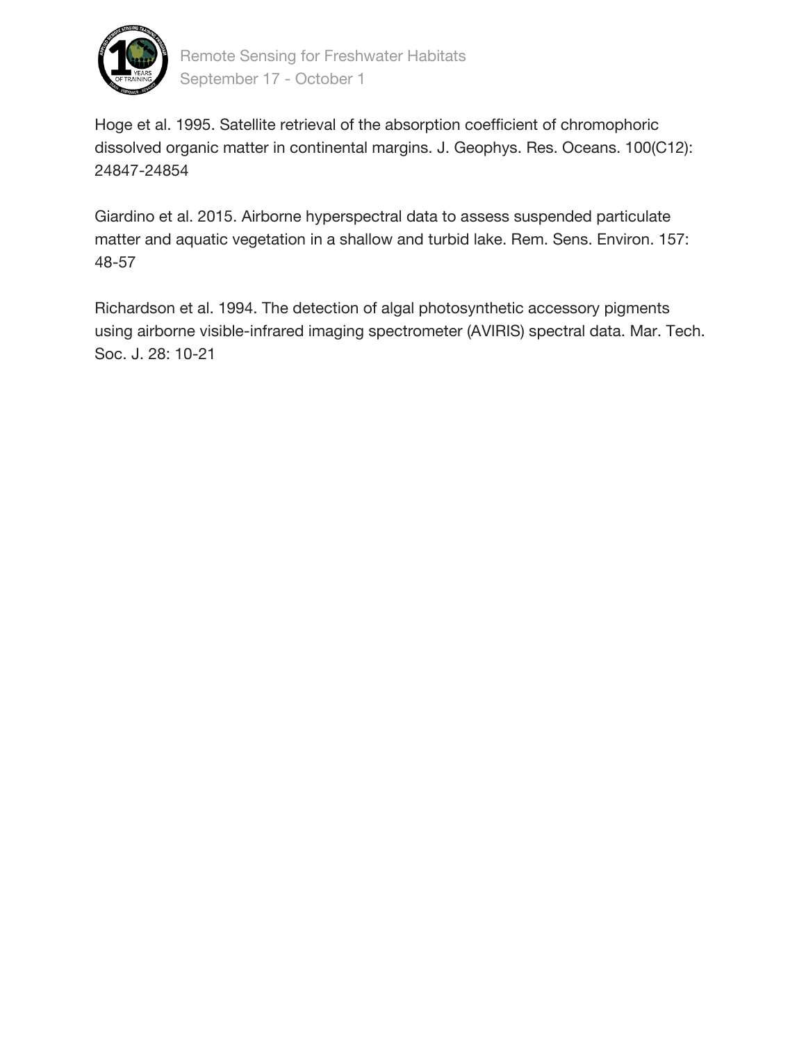Hoge et al. 1995. Satellite retrieval of the absorption coefficient of chromophoric dissolved organic matter in continental margins. J. Geophys. Res. Oceans. 100(C12): 24847-24854

Giardino et al. 2015. Airborne hyperspectral data to assess suspended particulate matter and aquatic vegetation in a shallow and turbid lake. Rem. Sens. Environ. 157: 48-57

Richardson et al. 1994. The detection of algal photosynthetic accessory pigments using airborne visible-infrared imaging spectrometer (AVIRIS) spectral data. Mar. Tech. Soc. J. 28: 10-21